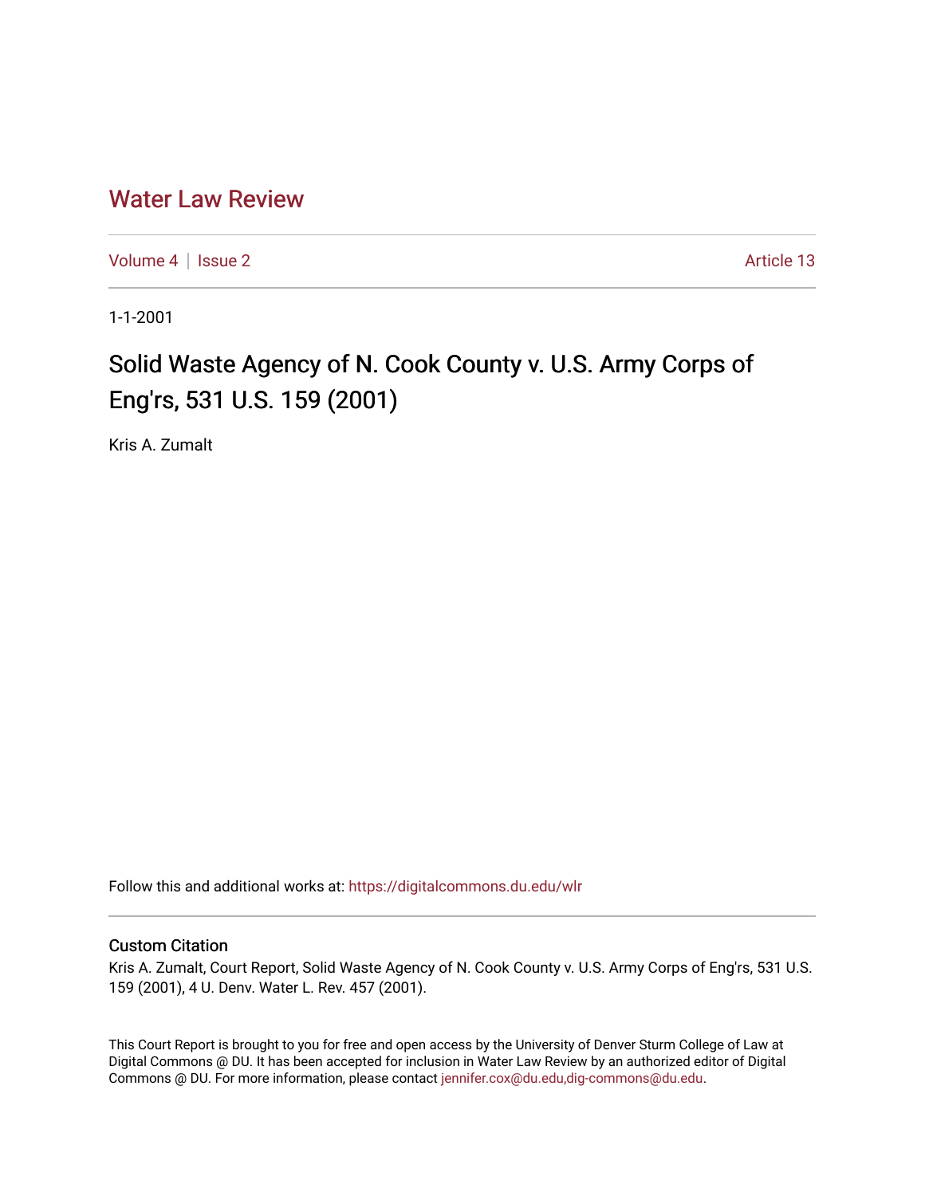# Water Law Review

Volume 4 | Issue 2 Article 13

1-1-2001

## Solid Waste Agency of N. Cook County v. U.S. Army Corps of Eng'rs, 531 U.S. 159 (2001)

Kris A. Zumalt

Follow this and additional works at: https://digitalcommons.du.edu/wlr

### Custom Citation

Kris A. Zumalt, Court Report, Solid Waste Agency of N. Cook County v. U.S. Army Corps of Eng'rs, 531 U.S. 159 (2001), 4 U. Denv. Water L. Rev. 457 (2001).

This Court Report is brought to you for free and open access by the University of Denver Sturm College of Law at Digital Commons @ DU. It has been accepted for inclusion in Water Law Review by an authorized editor of Digital Commons @ DU. For more information, please contact jennifer.cox@du.edu,dig-commons@du.edu.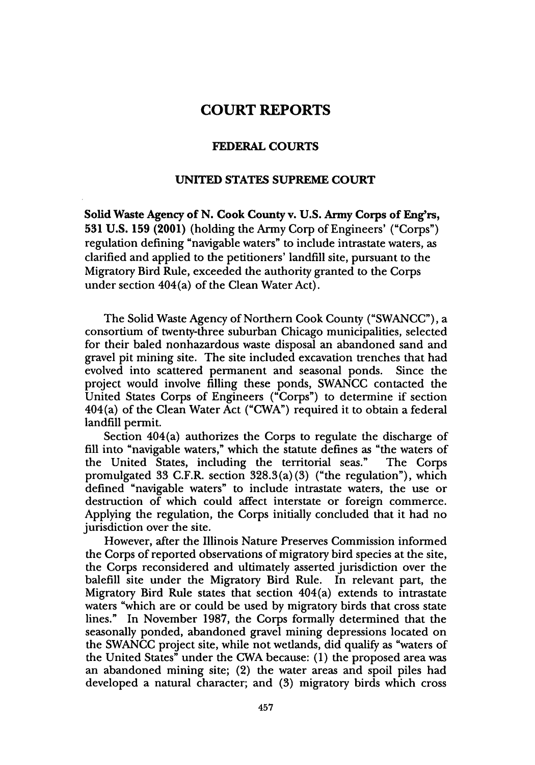# COURT REPORTS

## FEDERAL COURTS

### UNITED STATES SUPREME COURT

**Solid Waste Agency of N. Cook County v. U.S. Army Corps of Eng'rs, 531 U.S. 159 (2001)** (holding the Army Corp of Engineers' ("Corps") regulation defining "navigable waters" to include intrastate waters, as clarified and applied to the petitioners' landfill site, pursuant to the Migratory Bird Rule, exceeded the authority granted to the Corps under section 404(a) of the Clean Water Act).

The Solid Waste Agency of Northern Cook County ("SWANCC"), a consortium of twenty-three suburban Chicago municipalities, selected for their baled nonhazardous waste disposal an abandoned sand and gravel pit mining site. The site included excavation trenches that had evolved into scattered permanent and seasonal ponds. Since the project would involve filling these ponds, SWANCC contacted the United States Corps of Engineers ("Corps") to determine if section 404(a) of the Clean Water Act ("CWA") required it to obtain a federal landfill permit.

Section 404(a) authorizes the Corps to regulate the discharge of fill into "navigable waters," which the statute defines as "the waters of the United States, including the territorial seas." The Corps promulgated 33 C.F.R. section 328.3(a)(3) ("the regulation"), which defined "navigable waters" to include intrastate waters, the use or destruction of which could affect interstate or foreign commerce. Applying the regulation, the Corps initially concluded that it had no jurisdiction over the site.

However, after the Illinois Nature Preserves Commission informed the Corps of reported observations of migratory bird species at the site, the Corps reconsidered and ultimately asserted jurisdiction over the balefill site under the Migratory Bird Rule. In relevant part, the Migratory Bird Rule states that section 404(a) extends to intrastate waters "which are or could be used by migratory birds that cross state lines." In November 1987, the Corps formally determined that the seasonally ponded, abandoned gravel mining depressions located on the SWANCC project site, while not wetlands, did qualify as "waters of the United States" under the CWA because: (1) the proposed area was an abandoned mining site; (2) the water areas and spoil piles had developed a natural character; and (3) migratory birds which cross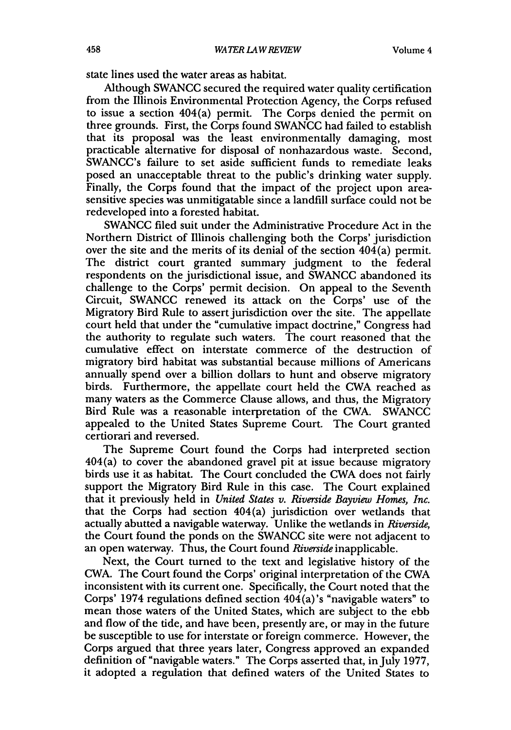state lines used the water areas as habitat.

Although SWANCC secured the required water quality certification from the Illinois Environmental Protection Agency, the Corps refused to issue a section 404(a) permit. The Corps denied the permit on three grounds. First, the Corps found SWANCC had failed to establish that its proposal was the least environmentally damaging, most practicable alternative for disposal of nonhazardous waste. Second, SWANCC's failure to set aside sufficient funds to remediate leaks posed an unacceptable threat to the public's drinking water supply. Finally, the Corps found that the impact of the project upon area-sensitive species was unmitigatable since a landfill surface could not be redeveloped into a forested habitat.

SWANCC filed suit under the Administrative Procedure Act in the Northern District of Illinois challenging both the Corps' jurisdiction over the site and the merits of its denial of the section 404(a) permit. The district court granted summary judgment to the federal respondents on the jurisdictional issue, and SWANCC abandoned its challenge to the Corps' permit decision. On appeal to the Seventh Circuit, SWANCC renewed its attack on the Corps' use of the Migratory Bird Rule to assert jurisdiction over the site. The appellate court held that under the "cumulative impact doctrine," Congress had the authority to regulate such waters. The court reasoned that the cumulative effect on interstate commerce of the destruction of migratory bird habitat was substantial because millions of Americans annually spend over a billion dollars to hunt and observe migratory birds. Furthermore, the appellate court held the CWA reached as many waters as the Commerce Clause allows, and thus, the Migratory Bird Rule was a reasonable interpretation of the CWA. SWANCC appealed to the United States Supreme Court. The Court granted certiorari and reversed.

The Supreme Court found the Corps had interpreted section 404(a) to cover the abandoned gravel pit at issue because migratory birds use it as habitat. The Court concluded the CWA does not fairly support the Migratory Bird Rule in this case. The Court explained that it previously held in *United States v. Riverside Bayview Homes, Inc.* that the Corps had section 404(a) jurisdiction over wetlands that actually abutted a navigable waterway. Unlike the wetlands in *Riverside*, the Court found the ponds on the SWANCC site were not adjacent to an open waterway. Thus, the Court found *Riverside* inapplicable.

Next, the Court turned to the text and legislative history of the CWA. The Court found the Corps' original interpretation of the CWA inconsistent with its current one. Specifically, the Court noted that the Corps' 1974 regulations defined section 404(a)'s "navigable waters" to mean those waters of the United States, which are subject to the ebb and flow of the tide, and have been, presently are, or may in the future be susceptible to use for interstate or foreign commerce. However, the Corps argued that three years later, Congress approved an expanded definition of "navigable waters." The Corps asserted that, in July 1977, it adopted a regulation that defined waters of the United States to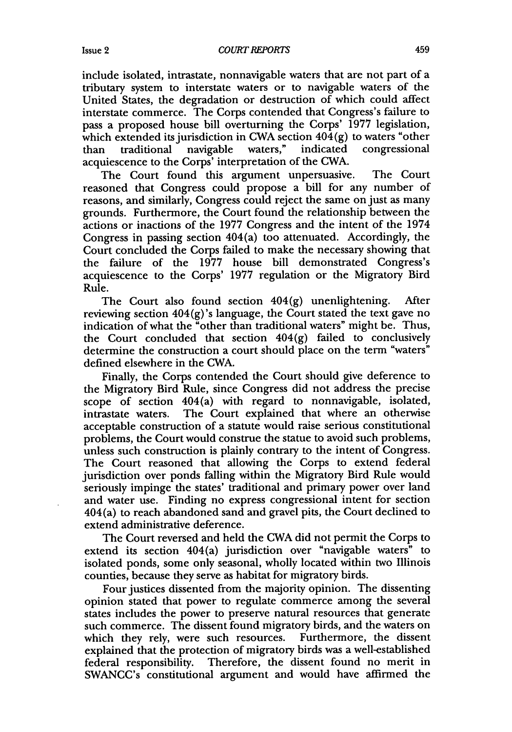include isolated, intrastate, nonnavigable waters that are not part of a tributary system to interstate waters or to navigable waters of the United States, the degradation or destruction of which could affect interstate commerce. The Corps contended that Congress's failure to pass a proposed house bill overturning the Corps' 1977 legislation, which extended its jurisdiction in CWA section 404(g) to waters "other than traditional navigable waters," indicated congressional acquiescence to the Corps' interpretation of the CWA.

The Court found this argument unpersuasive. The Court reasoned that Congress could propose a bill for any number of reasons, and similarly, Congress could reject the same on just as many grounds. Furthermore, the Court found the relationship between the actions or inactions of the 1977 Congress and the intent of the 1974 Congress in passing section 404(a) too attenuated. Accordingly, the Court concluded the Corps failed to make the necessary showing that the failure of the 1977 house bill demonstrated Congress's acquiescence to the Corps' 1977 regulation or the Migratory Bird Rule.

The Court also found section 404(g) unenlightening. After reviewing section 404(g)'s language, the Court stated the text gave no indication of what the "other than traditional waters" might be. Thus, the Court concluded that section 404(g) failed to conclusively determine the construction a court should place on the term "waters" defined elsewhere in the CWA.

Finally, the Corps contended the Court should give deference to the Migratory Bird Rule, since Congress did not address the precise scope of section 404(a) with regard to nonnavigable, isolated, intrastate waters. The Court explained that where an otherwise acceptable construction of a statute would raise serious constitutional problems, the Court would construe the statue to avoid such problems, unless such construction is plainly contrary to the intent of Congress. The Court reasoned that allowing the Corps to extend federal jurisdiction over ponds falling within the Migratory Bird Rule would seriously impinge the states' traditional and primary power over land and water use. Finding no express congressional intent for section 404(a) to reach abandoned sand and gravel pits, the Court declined to extend administrative deference.

The Court reversed and held the CWA did not permit the Corps to extend its section 404(a) jurisdiction over "navigable waters" to isolated ponds, some only seasonal, wholly located within two Illinois counties, because they serve as habitat for migratory birds.

Four justices dissented from the majority opinion. The dissenting opinion stated that power to regulate commerce among the several states includes the power to preserve natural resources that generate such commerce. The dissent found migratory birds, and the waters on which they rely, were such resources. Furthermore, the dissent explained that the protection of migratory birds was a well-established federal responsibility. Therefore, the dissent found no merit in SWANCC's constitutional argument and would have affirmed the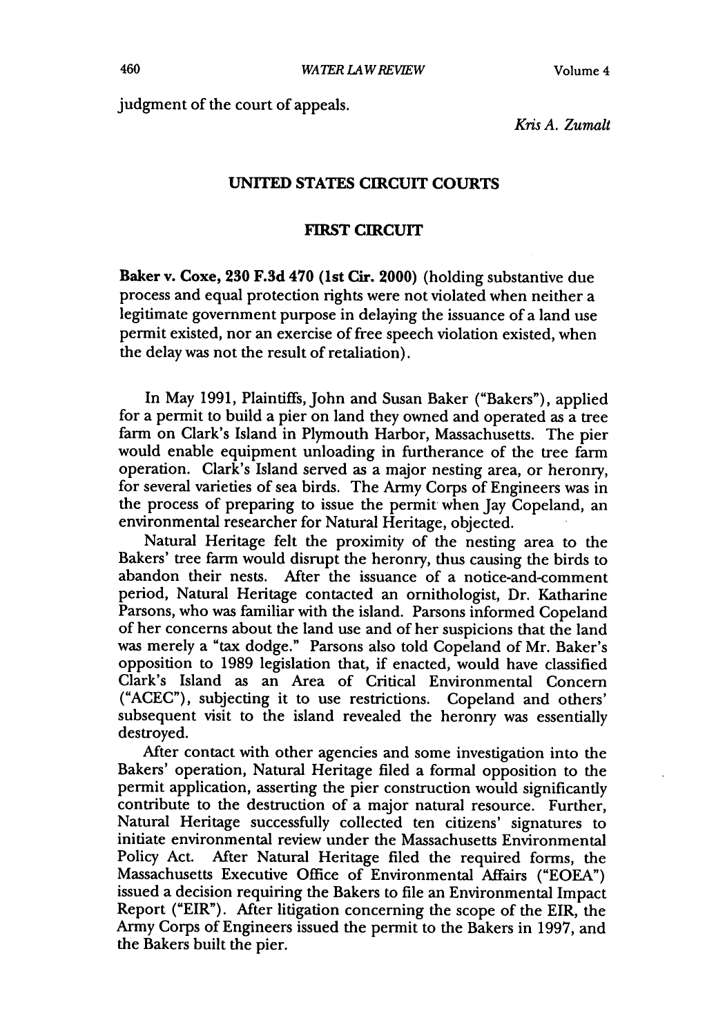judgment of the court of appeals.

*Kris A. Zumalt*

## UNITED STATES CIRCUIT COURTS

### FIRST CIRCUIT

**Baker v. Coxe, 230 F.3d 470 (1st Cir. 2000)** (holding substantive due process and equal protection rights were not violated when neither a legitimate government purpose in delaying the issuance of a land use permit existed, nor an exercise of free speech violation existed, when the delay was not the result of retaliation).

In May 1991, Plaintiffs, John and Susan Baker ("Bakers"), applied for a permit to build a pier on land they owned and operated as a tree farm on Clark's Island in Plymouth Harbor, Massachusetts. The pier would enable equipment unloading in furtherance of the tree farm operation. Clark's Island served as a major nesting area, or heronry, for several varieties of sea birds. The Army Corps of Engineers was in the process of preparing to issue the permit when Jay Copeland, an environmental researcher for Natural Heritage, objected.

Natural Heritage felt the proximity of the nesting area to the Bakers' tree farm would disrupt the heronry, thus causing the birds to abandon their nests. After the issuance of a notice-and-comment period, Natural Heritage contacted an ornithologist, Dr. Katharine Parsons, who was familiar with the island. Parsons informed Copeland of her concerns about the land use and of her suspicions that the land was merely a "tax dodge." Parsons also told Copeland of Mr. Baker's opposition to 1989 legislation that, if enacted, would have classified Clark's Island as an Area of Critical Environmental Concern ("ACEC"), subjecting it to use restrictions. Copeland and others' subsequent visit to the island revealed the heronry was essentially destroyed.

After contact with other agencies and some investigation into the Bakers' operation, Natural Heritage filed a formal opposition to the permit application, asserting the pier construction would significantly contribute to the destruction of a major natural resource. Further, Natural Heritage successfully collected ten citizens' signatures to initiate environmental review under the Massachusetts Environmental Policy Act. After Natural Heritage filed the required forms, the Massachusetts Executive Office of Environmental Affairs ("EOEA") issued a decision requiring the Bakers to file an Environmental Impact Report ("EIR"). After litigation concerning the scope of the EIR, the Army Corps of Engineers issued the permit to the Bakers in 1997, and the Bakers built the pier.